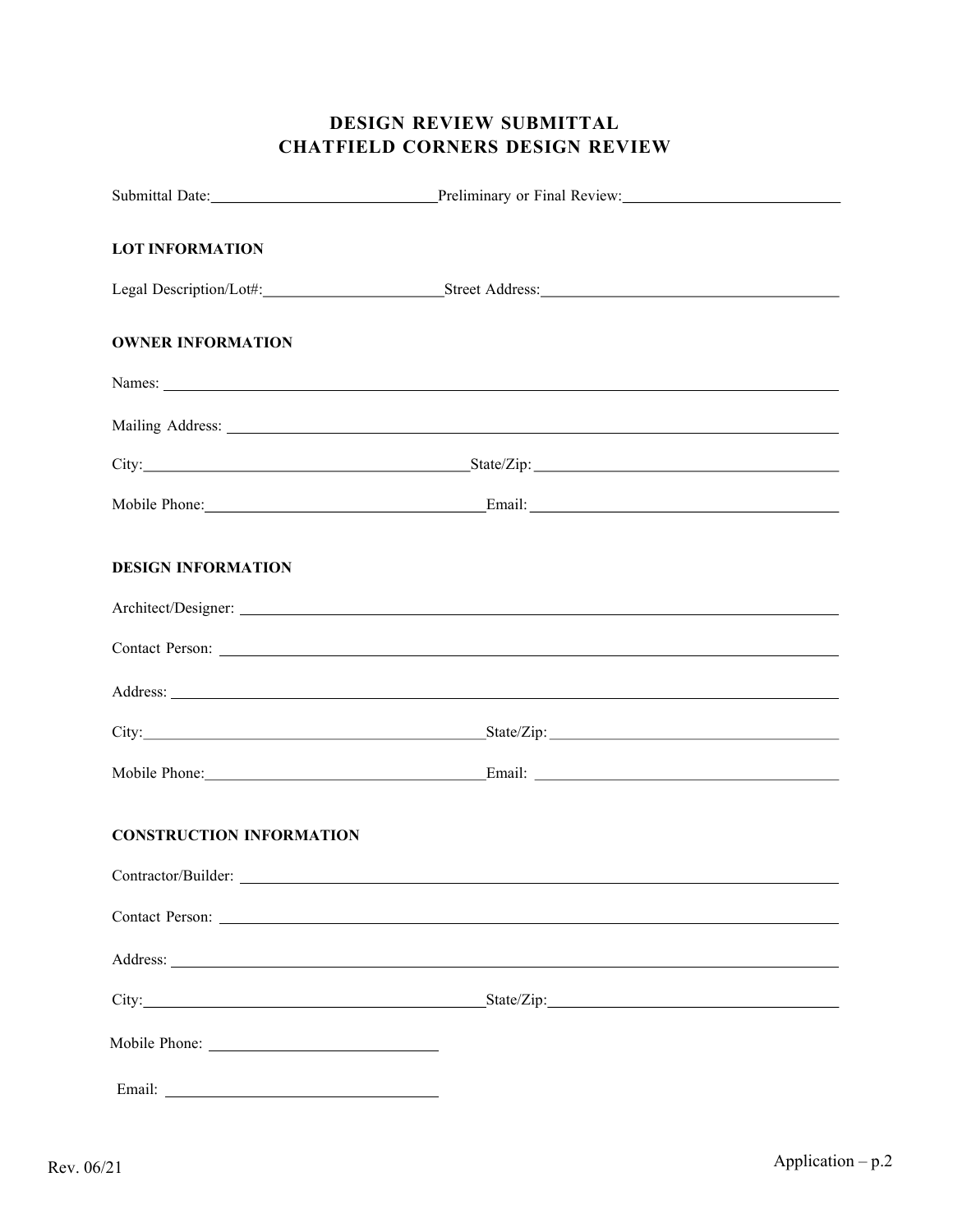# DESIGN REVIEW SUBMITTAL
# CHATFIELD CORNERS DESIGN REVIEW

Submittal Date:\_\_\_\_\_\_\_\_\_\_\_\_\_\_\_\_\_\_\_\_ Preliminary or Final Review:\_\_\_\_\_\_\_\_\_\_\_\_\_\_\_\_\_\_\_\_

## LOT INFORMATION

Legal Description/Lot#:\_\_\_\_\_\_\_\_\_\_\_\_\_\_\_\_\_\_\_\_ Street Address:\_\_\_\_\_\_\_\_\_\_\_\_\_\_\_\_\_\_\_\_

## OWNER INFORMATION

Names: \_\_\_\_\_\_\_\_\_\_\_\_\_\_\_\_\_\_\_\_

Mailing Address: \_\_\_\_\_\_\_\_\_\_\_\_\_\_\_\_\_\_\_\_

City:\_\_\_\_\_\_\_\_\_\_\_\_\_\_\_\_\_\_\_\_ State/Zip:\_\_\_\_\_\_\_\_\_\_\_\_\_\_\_\_\_\_\_\_

Mobile Phone:\_\_\_\_\_\_\_\_\_\_\_\_\_\_\_\_\_\_\_\_ Email:\_\_\_\_\_\_\_\_\_\_\_\_\_\_\_\_\_\_\_\_

## DESIGN INFORMATION

Architect/Designer: \_\_\_\_\_\_\_\_\_\_\_\_\_\_\_\_\_\_\_\_

Contact Person: \_\_\_\_\_\_\_\_\_\_\_\_\_\_\_\_\_\_\_\_

Address: \_\_\_\_\_\_\_\_\_\_\_\_\_\_\_\_\_\_\_\_

City:\_\_\_\_\_\_\_\_\_\_\_\_\_\_\_\_\_\_\_\_ State/Zip:\_\_\_\_\_\_\_\_\_\_\_\_\_\_\_\_\_\_\_\_

Mobile Phone:\_\_\_\_\_\_\_\_\_\_\_\_\_\_\_\_\_\_\_\_ Email: \_\_\_\_\_\_\_\_\_\_\_\_\_\_\_\_\_\_\_\_

## CONSTRUCTION INFORMATION

Contractor/Builder: \_\_\_\_\_\_\_\_\_\_\_\_\_\_\_\_\_\_\_\_

Contact Person: \_\_\_\_\_\_\_\_\_\_\_\_\_\_\_\_\_\_\_\_

Address: \_\_\_\_\_\_\_\_\_\_\_\_\_\_\_\_\_\_\_\_

City:\_\_\_\_\_\_\_\_\_\_\_\_\_\_\_\_\_\_\_\_ State/Zip:\_\_\_\_\_\_\_\_\_\_\_\_\_\_\_\_\_\_\_\_

Mobile Phone: \_\_\_\_\_\_\_\_\_\_\_\_\_\_\_\_\_\_\_\_

Email: \_\_\_\_\_\_\_\_\_\_\_\_\_\_\_\_\_\_\_\_

Rev. 06/21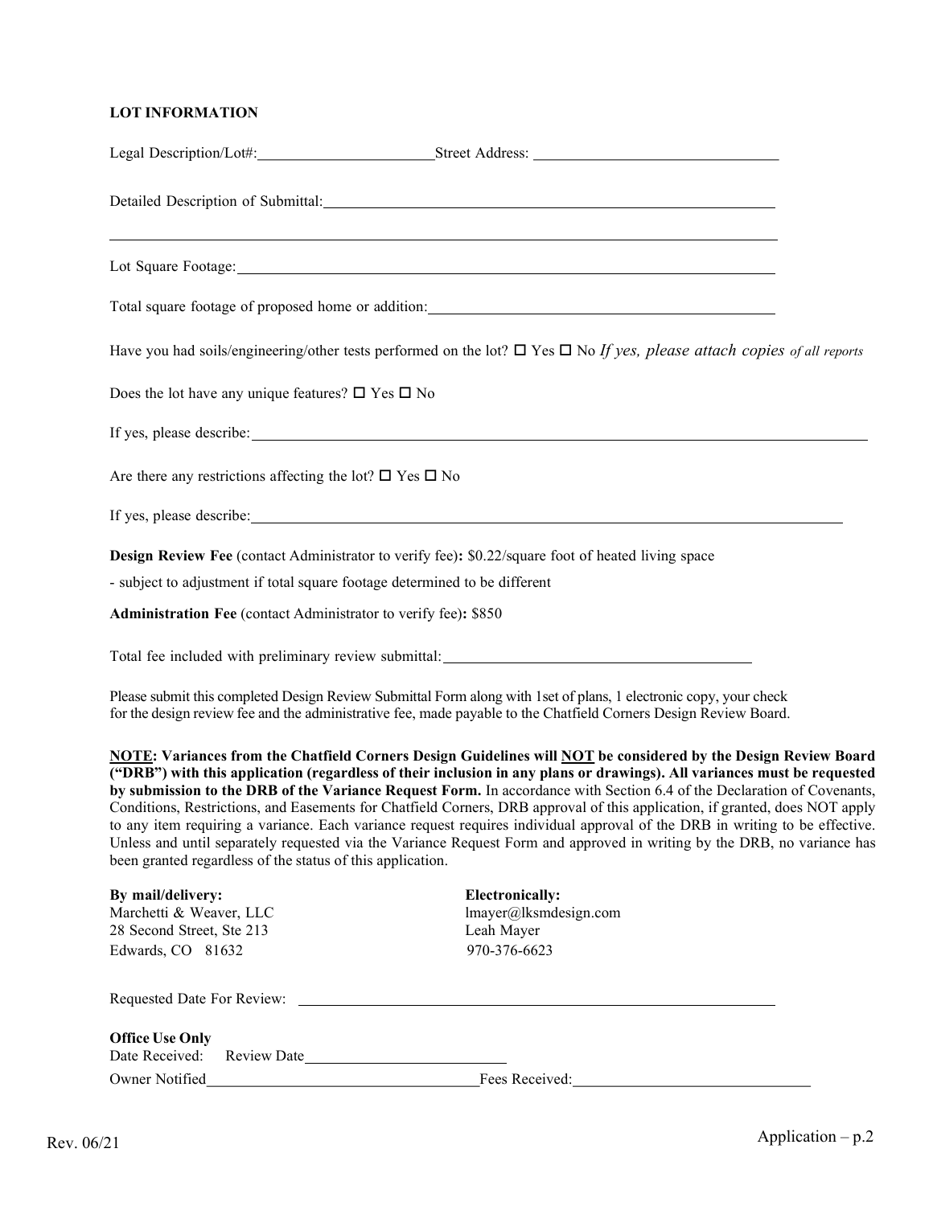**LOT INFORMATION**

Legal Description/Lot#:\_\_\_\_\_\_\_\_\_\_\_\_\_\_\_\_\_\_\_\_\_\_ Street Address: \_\_\_\_\_\_\_\_\_\_\_\_\_\_\_\_\_\_\_\_\_\_\_\_\_\_\_\_\_\_

Detailed Description of Submittal:\_\_\_\_\_\_\_\_\_\_\_\_\_\_\_\_\_\_\_\_\_\_\_\_\_\_\_\_\_\_\_\_\_\_\_\_\_\_\_\_\_\_\_\_\_\_\_\_\_\_

\_\_\_\_\_\_\_\_\_\_\_\_\_\_\_\_\_\_\_\_\_\_\_\_\_\_\_\_\_\_\_\_\_\_\_\_\_\_\_\_\_\_\_\_\_\_\_\_\_\_\_\_\_\_\_\_\_\_\_\_\_\_\_\_\_\_\_\_\_\_\_\_\_\_\_\_\_\_\_\_

Lot Square Footage:\_\_\_\_\_\_\_\_\_\_\_\_\_\_\_\_\_\_\_\_\_\_\_\_\_\_\_\_\_\_\_\_\_\_\_\_\_\_\_\_\_\_\_\_\_\_\_\_\_\_\_\_\_\_\_\_\_\_\_\_\_\_\_\_

Total square footage of proposed home or addition:\_\_\_\_\_\_\_\_\_\_\_\_\_\_\_\_\_\_\_\_\_\_\_\_\_\_\_\_\_\_\_\_\_\_\_\_\_\_\_\_

Have you had soils/engineering/other tests performed on the lot? ☐ Yes ☐ No *If yes, please attach copies of all reports*

Does the lot have any unique features? ☐ Yes ☐ No

If yes, please describe:\_\_\_\_\_\_\_\_\_\_\_\_\_\_\_\_\_\_\_\_\_\_\_\_\_\_\_\_\_\_\_\_\_\_\_\_\_\_\_\_\_\_\_\_\_\_\_\_\_\_\_\_\_\_\_\_\_\_\_\_\_\_\_\_\_\_\_\_\_\_\_\_

Are there any restrictions affecting the lot? ☐ Yes ☐ No

If yes, please describe:\_\_\_\_\_\_\_\_\_\_\_\_\_\_\_\_\_\_\_\_\_\_\_\_\_\_\_\_\_\_\_\_\_\_\_\_\_\_\_\_\_\_\_\_\_\_\_\_\_\_\_\_\_\_\_\_\_\_\_\_\_\_\_\_\_\_\_\_

**Design Review Fee** (contact Administrator to verify fee)**:** $0.22/square foot of heated living space

- subject to adjustment if total square footage determined to be different

**Administration Fee** (contact Administrator to verify fee)**:** $850

Total fee included with preliminary review submittal:\_\_\_\_\_\_\_\_\_\_\_\_\_\_\_\_\_\_\_\_\_\_\_\_\_\_\_\_\_\_\_\_\_\_\_\_\_

Please submit this completed Design Review Submittal Form along with 1set of plans, 1 electronic copy, your check for the design review fee and the administrative fee, made payable to the Chatfield Corners Design Review Board.

**NOTE: Variances from the Chatfield Corners Design Guidelines will NOT be considered by the Design Review Board ("DRB") with this application (regardless of their inclusion in any plans or drawings). All variances must be requested by submission to the DRB of the Variance Request Form.** In accordance with Section 6.4 of the Declaration of Covenants, Conditions, Restrictions, and Easements for Chatfield Corners, DRB approval of this application, if granted, does NOT apply to any item requiring a variance. Each variance request requires individual approval of the DRB in writing to be effective. Unless and until separately requested via the Variance Request Form and approved in writing by the DRB, no variance has been granted regardless of the status of this application.

**By mail/delivery:**
Marchetti & Weaver, LLC
28 Second Street, Ste 213
Edwards, CO 81632

**Electronically:**
lmayer@lksmdesign.com
Leah Mayer
970-376-6623

Requested Date For Review: \_\_\_\_\_\_\_\_\_\_\_\_\_\_\_\_\_\_\_\_\_\_\_\_\_\_\_\_\_\_\_\_\_\_\_\_\_\_\_\_\_\_\_\_\_\_\_\_\_\_\_\_\_\_\_

**Office Use Only**
Date Received: Review Date\_\_\_\_\_\_\_\_\_\_\_\_\_\_\_\_\_\_\_\_\_\_\_\_\_\_
Owner Notified\_\_\_\_\_\_\_\_\_\_\_\_\_\_\_\_\_\_\_\_\_\_\_\_\_\_\_\_\_\_\_\_\_\_\_Fees Received:\_\_\_\_\_\_\_\_\_\_\_\_\_\_\_\_\_\_\_\_\_\_\_\_\_\_\_\_\_\_

Rev. 06/21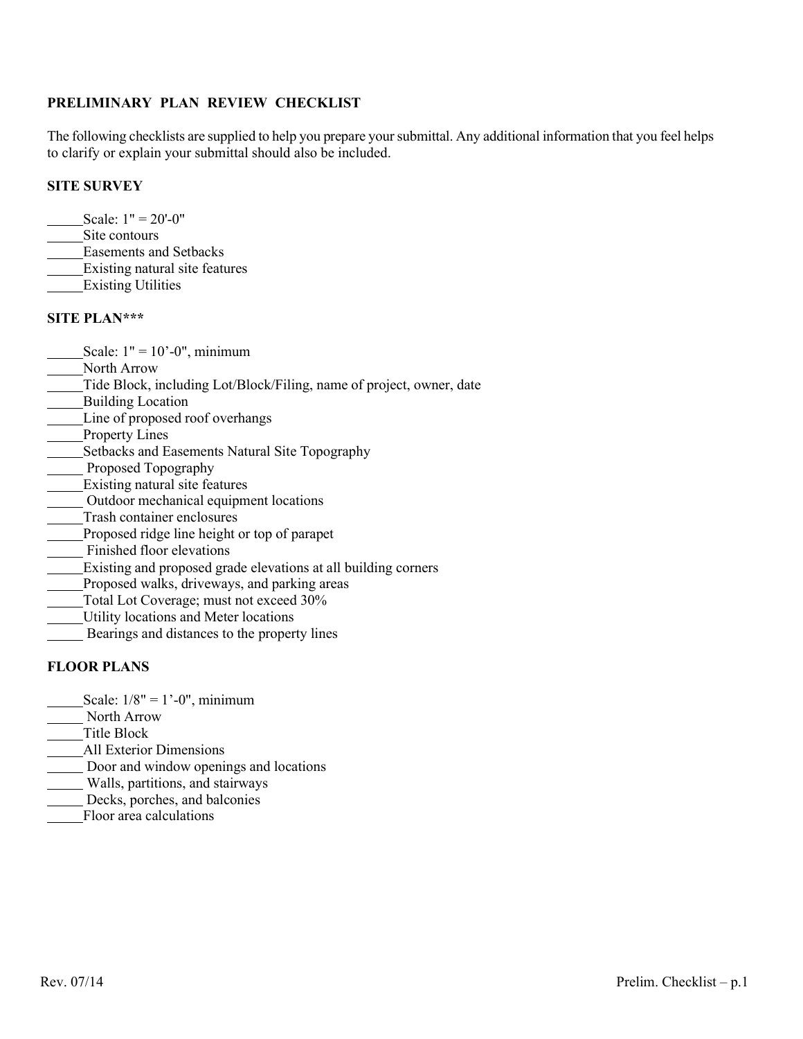## PRELIMINARY PLAN REVIEW CHECKLIST

The following checklists are supplied to help you prepare your submittal. Any additional information that you feel helps to clarify or explain your submittal should also be included.

### SITE SURVEY

_____Scale: 1" = 20'-0"
_____Site contours
_____Easements and Setbacks
_____Existing natural site features
_____Existing Utilities

### SITE PLAN***

_____Scale: 1" = 10'-0", minimum
_____North Arrow
_____Tide Block, including Lot/Block/Filing, name of project, owner, date
_____Building Location
_____Line of proposed roof overhangs
_____Property Lines
_____Setbacks and Easements Natural Site Topography
_____ Proposed Topography
_____Existing natural site features
_____ Outdoor mechanical equipment locations
_____Trash container enclosures
_____Proposed ridge line height or top of parapet
_____ Finished floor elevations
_____Existing and proposed grade elevations at all building corners
_____Proposed walks, driveways, and parking areas
_____Total Lot Coverage; must not exceed 30%
_____Utility locations and Meter locations
_____ Bearings and distances to the property lines

### FLOOR PLANS

_____Scale: 1/8" = 1'-0", minimum
_____ North Arrow
_____Title Block
_____All Exterior Dimensions
_____ Door and window openings and locations
_____ Walls, partitions, and stairways
_____ Decks, porches, and balconies
_____Floor area calculations

Rev. 07/14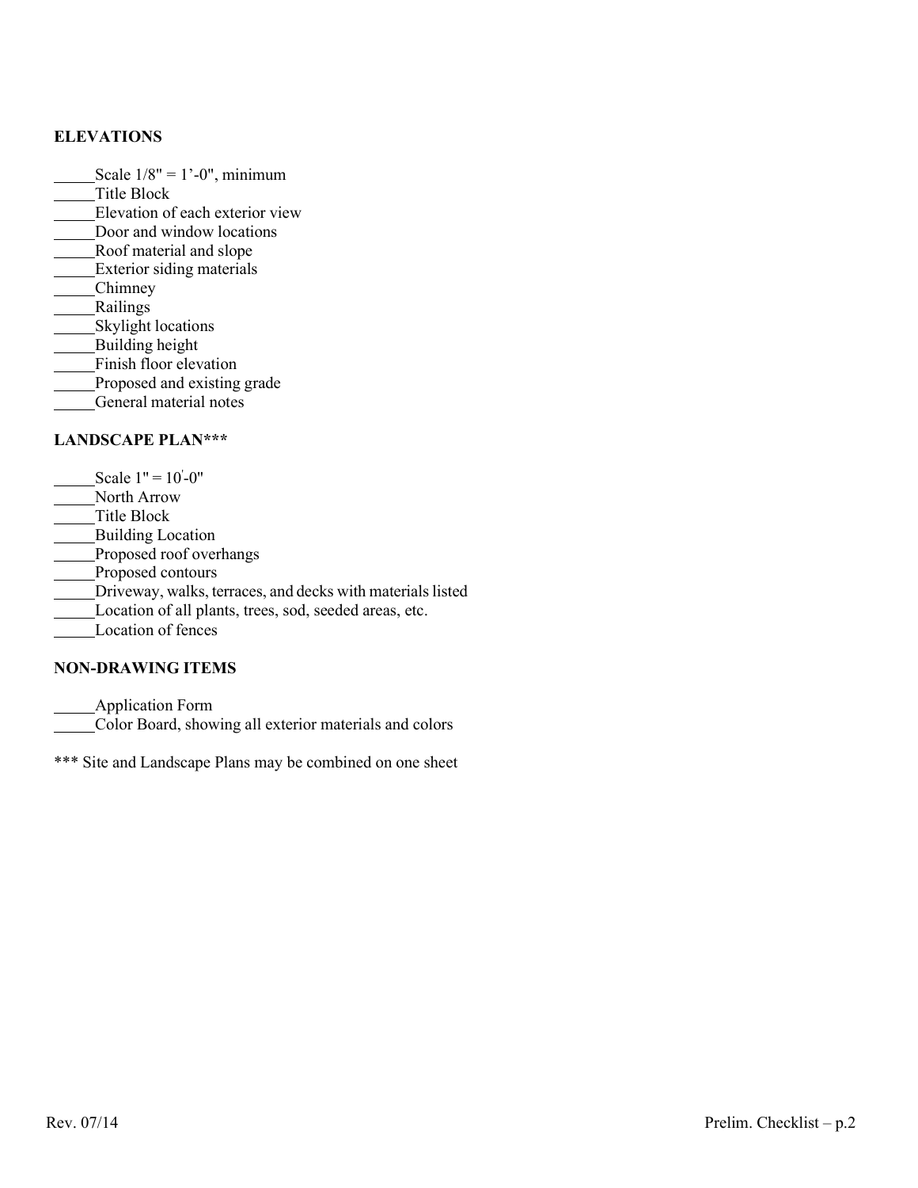**ELEVATIONS**

_____Scale 1/8" = 1'-0", minimum
_____Title Block
_____Elevation of each exterior view
_____Door and window locations
_____Roof material and slope
_____Exterior siding materials
_____Chimney
_____Railings
_____Skylight locations
_____Building height
_____Finish floor elevation
_____Proposed and existing grade
_____General material notes

**LANDSCAPE PLAN*****

_____Scale 1" = 10'-0"
_____North Arrow
_____Title Block
_____Building Location
_____Proposed roof overhangs
_____Proposed contours
_____Driveway, walks, terraces, and decks with materials listed
_____Location of all plants, trees, sod, seeded areas, etc.
_____Location of fences

**NON-DRAWING ITEMS**

_____Application Form
_____Color Board, showing all exterior materials and colors

*** Site and Landscape Plans may be combined on one sheet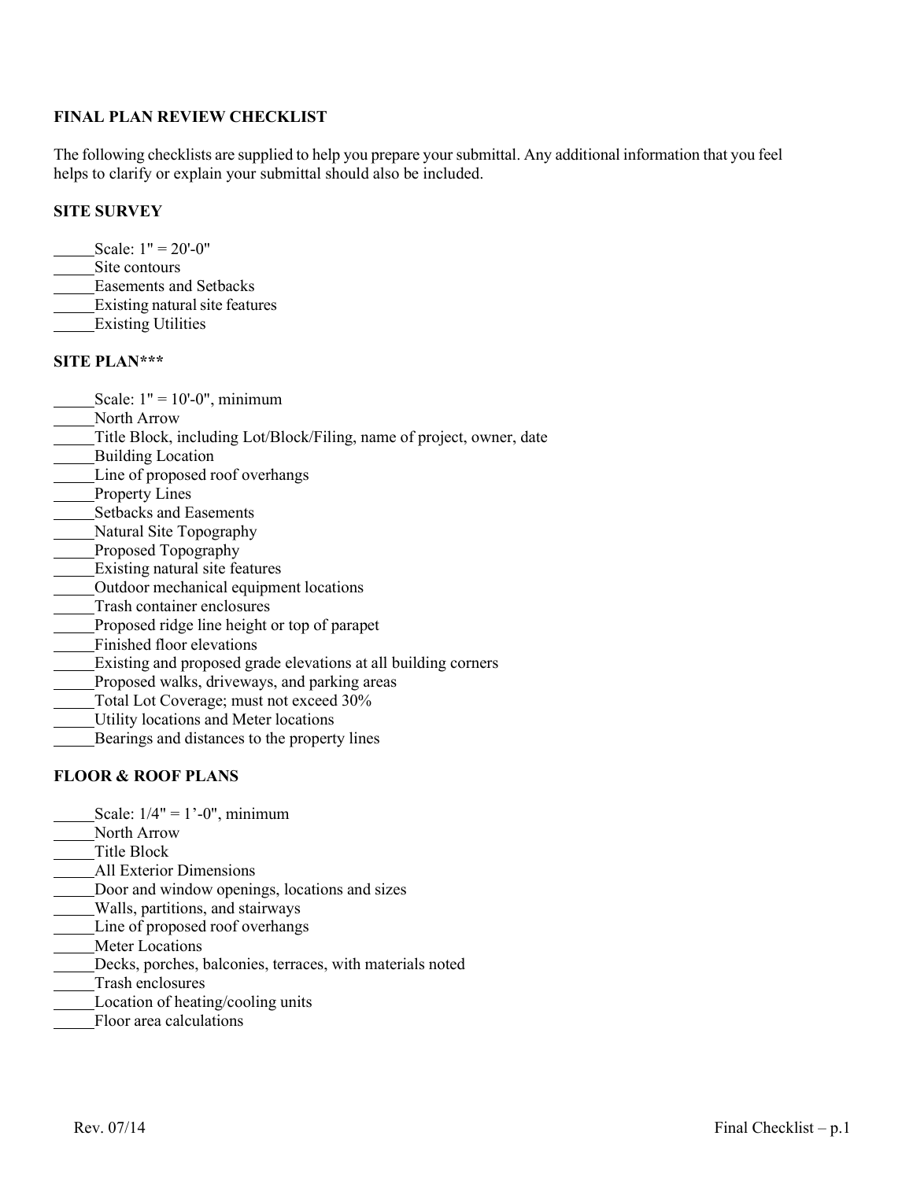**FINAL PLAN REVIEW CHECKLIST**

The following checklists are supplied to help you prepare your submittal. Any additional information that you feel helps to clarify or explain your submittal should also be included.

**SITE SURVEY**

_____Scale: 1" = 20'-0"
_____Site contours
_____Easements and Setbacks
_____Existing natural site features
_____Existing Utilities

**SITE PLAN***\**

_____Scale: 1" = 10'-0", minimum
_____North Arrow
_____Title Block, including Lot/Block/Filing, name of project, owner, date
_____Building Location
_____Line of proposed roof overhangs
_____Property Lines
_____Setbacks and Easements
_____Natural Site Topography
_____Proposed Topography
_____Existing natural site features
_____Outdoor mechanical equipment locations
_____Trash container enclosures
_____Proposed ridge line height or top of parapet
_____Finished floor elevations
_____Existing and proposed grade elevations at all building corners
_____Proposed walks, driveways, and parking areas
_____Total Lot Coverage; must not exceed 30%
_____Utility locations and Meter locations
_____Bearings and distances to the property lines

**FLOOR & ROOF PLANS**

_____Scale: 1/4" = 1'-0", minimum
_____North Arrow
_____Title Block
_____All Exterior Dimensions
_____Door and window openings, locations and sizes
_____Walls, partitions, and stairways
_____Line of proposed roof overhangs
_____Meter Locations
_____Decks, porches, balconies, terraces, with materials noted
_____Trash enclosures
_____Location of heating/cooling units
_____Floor area calculations

Rev. 07/14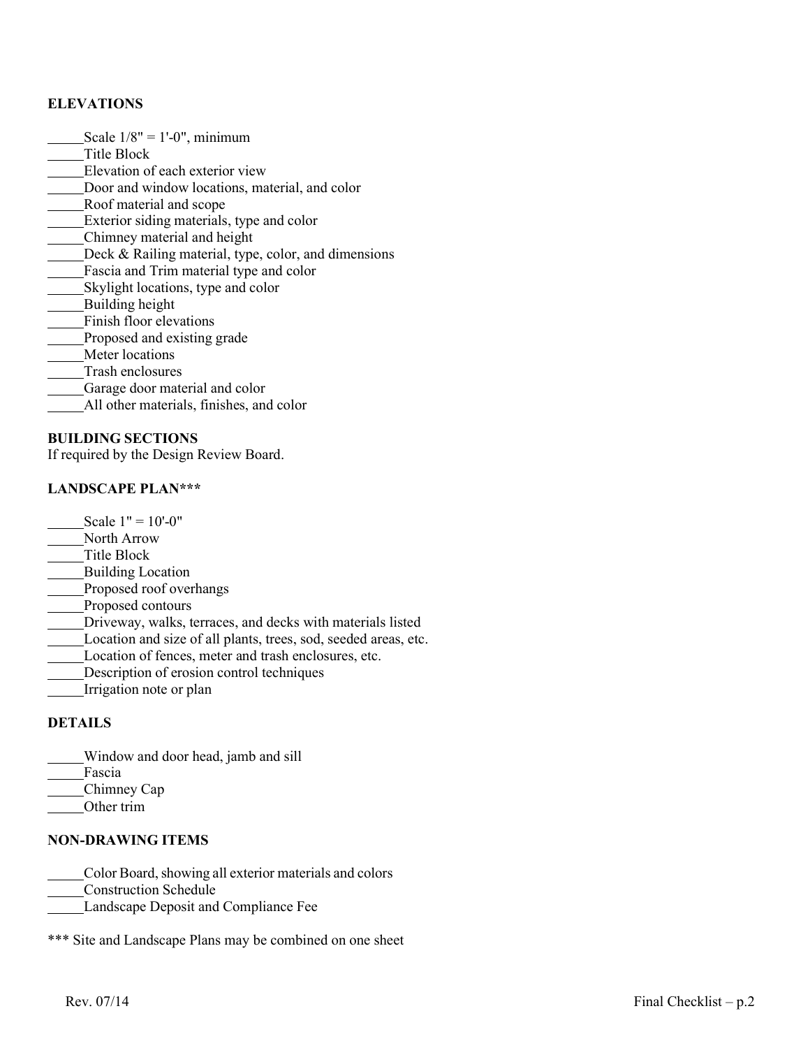**ELEVATIONS**

_____Scale 1/8" = 1'-0", minimum
_____Title Block
_____Elevation of each exterior view
_____Door and window locations, material, and color
_____Roof material and scope
_____Exterior siding materials, type and color
_____Chimney material and height
_____Deck & Railing material, type, color, and dimensions
_____Fascia and Trim material type and color
_____Skylight locations, type and color
_____Building height
_____Finish floor elevations
_____Proposed and existing grade
_____Meter locations
_____Trash enclosures
_____Garage door material and color
_____All other materials, finishes, and color

**BUILDING SECTIONS**

If required by the Design Review Board.

**LANDSCAPE PLAN*****

_____Scale 1" = 10'-0"
_____North Arrow
_____Title Block
_____Building Location
_____Proposed roof overhangs
_____Proposed contours
_____Driveway, walks, terraces, and decks with materials listed
_____Location and size of all plants, trees, sod, seeded areas, etc.
_____Location of fences, meter and trash enclosures, etc.
_____Description of erosion control techniques
_____Irrigation note or plan

**DETAILS**

_____Window and door head, jamb and sill
_____Fascia
_____Chimney Cap
_____Other trim

**NON-DRAWING ITEMS**

_____Color Board, showing all exterior materials and colors
_____Construction Schedule
_____Landscape Deposit and Compliance Fee

*** Site and Landscape Plans may be combined on one sheet

Rev. 07/14